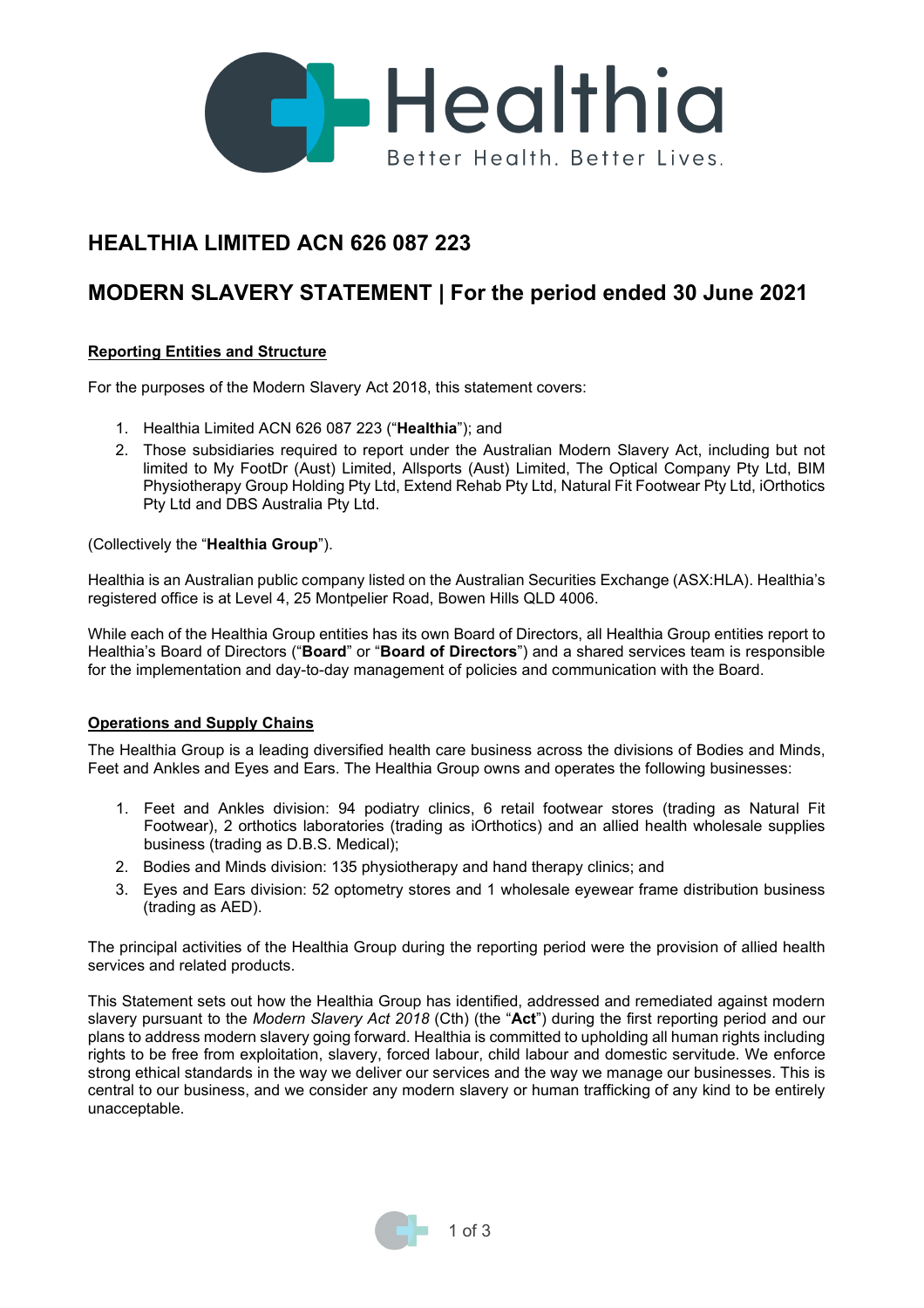# HEALTHIA LIMITED ACN 626 087 223

# MODERN SLAVERY STATEMENT | For the period ended 30 June 2021

**Reporting Entities and Structure**

For the purposes of the Modern Slavery Act 2018, this statement covers:

1. Healthia Limited ACN 626 087 223 ("**Healthia**"); and
2. Those subsidiaries required to report under the Australian Modern Slavery Act, including but not limited to My FootDr (Aust) Limited, Allsports (Aust) Limited, The Optical Company Pty Ltd, BIM Physiotherapy Group Holding Pty Ltd, Extend Rehab Pty Ltd, Natural Fit Footwear Pty Ltd, iOrthotics Pty Ltd and DBS Australia Pty Ltd.

(Collectively the "**Healthia Group**").

Healthia is an Australian public company listed on the Australian Securities Exchange (ASX:HLA). Healthia's registered office is at Level 4, 25 Montpelier Road, Bowen Hills QLD 4006.

While each of the Healthia Group entities has its own Board of Directors, all Healthia Group entities report to Healthia's Board of Directors ("**Board**" or "**Board of Directors**") and a shared services team is responsible for the implementation and day-to-day management of policies and communication with the Board.

**Operations and Supply Chains**

The Healthia Group is a leading diversified health care business across the divisions of Bodies and Minds, Feet and Ankles and Eyes and Ears. The Healthia Group owns and operates the following businesses:

1. Feet and Ankles division: 94 podiatry clinics, 6 retail footwear stores (trading as Natural Fit Footwear), 2 orthotics laboratories (trading as iOrthotics) and an allied health wholesale supplies business (trading as D.B.S. Medical);
2. Bodies and Minds division: 135 physiotherapy and hand therapy clinics; and
3. Eyes and Ears division: 52 optometry stores and 1 wholesale eyewear frame distribution business (trading as AED).

The principal activities of the Healthia Group during the reporting period were the provision of allied health services and related products.

This Statement sets out how the Healthia Group has identified, addressed and remediated against modern slavery pursuant to the *Modern Slavery Act 2018* (Cth) (the "**Act**") during the first reporting period and our plans to address modern slavery going forward. Healthia is committed to upholding all human rights including rights to be free from exploitation, slavery, forced labour, child labour and domestic servitude. We enforce strong ethical standards in the way we deliver our services and the way we manage our businesses. This is central to our business, and we consider any modern slavery or human trafficking of any kind to be entirely unacceptable.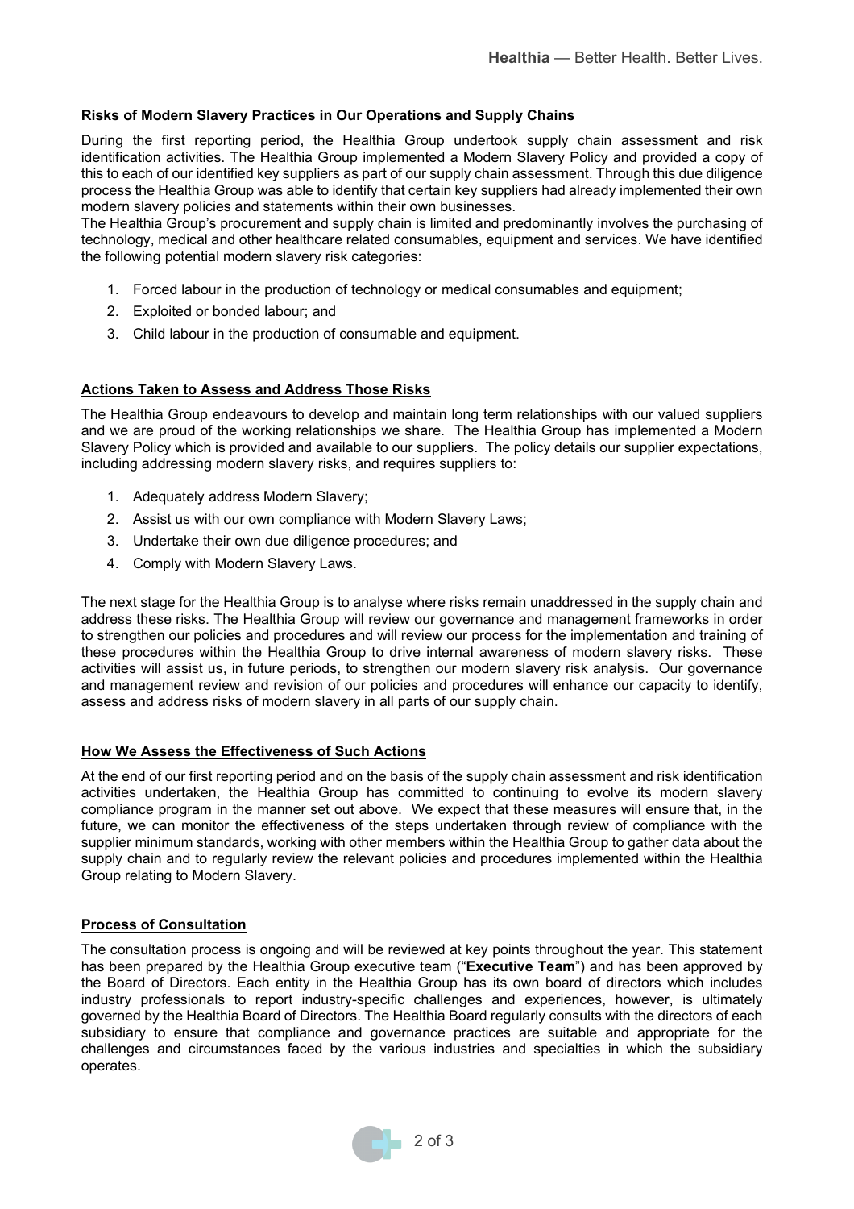## Risks of Modern Slavery Practices in Our Operations and Supply Chains

During the first reporting period, the Healthia Group undertook supply chain assessment and risk identification activities. The Healthia Group implemented a Modern Slavery Policy and provided a copy of this to each of our identified key suppliers as part of our supply chain assessment. Through this due diligence process the Healthia Group was able to identify that certain key suppliers had already implemented their own modern slavery policies and statements within their own businesses.

The Healthia Group's procurement and supply chain is limited and predominantly involves the purchasing of technology, medical and other healthcare related consumables, equipment and services. We have identified the following potential modern slavery risk categories:

1. Forced labour in the production of technology or medical consumables and equipment;
2. Exploited or bonded labour; and
3. Child labour in the production of consumable and equipment.

## Actions Taken to Assess and Address Those Risks

The Healthia Group endeavours to develop and maintain long term relationships with our valued suppliers and we are proud of the working relationships we share. The Healthia Group has implemented a Modern Slavery Policy which is provided and available to our suppliers. The policy details our supplier expectations, including addressing modern slavery risks, and requires suppliers to:

1. Adequately address Modern Slavery;
2. Assist us with our own compliance with Modern Slavery Laws;
3. Undertake their own due diligence procedures; and
4. Comply with Modern Slavery Laws.

The next stage for the Healthia Group is to analyse where risks remain unaddressed in the supply chain and address these risks. The Healthia Group will review our governance and management frameworks in order to strengthen our policies and procedures and will review our process for the implementation and training of these procedures within the Healthia Group to drive internal awareness of modern slavery risks. These activities will assist us, in future periods, to strengthen our modern slavery risk analysis. Our governance and management review and revision of our policies and procedures will enhance our capacity to identify, assess and address risks of modern slavery in all parts of our supply chain.

## How We Assess the Effectiveness of Such Actions

At the end of our first reporting period and on the basis of the supply chain assessment and risk identification activities undertaken, the Healthia Group has committed to continuing to evolve its modern slavery compliance program in the manner set out above. We expect that these measures will ensure that, in the future, we can monitor the effectiveness of the steps undertaken through review of compliance with the supplier minimum standards, working with other members within the Healthia Group to gather data about the supply chain and to regularly review the relevant policies and procedures implemented within the Healthia Group relating to Modern Slavery.

## Process of Consultation

The consultation process is ongoing and will be reviewed at key points throughout the year. This statement has been prepared by the Healthia Group executive team ("**Executive Team**") and has been approved by the Board of Directors. Each entity in the Healthia Group has its own board of directors which includes industry professionals to report industry-specific challenges and experiences, however, is ultimately governed by the Healthia Board of Directors. The Healthia Board regularly consults with the directors of each subsidiary to ensure that compliance and governance practices are suitable and appropriate for the challenges and circumstances faced by the various industries and specialties in which the subsidiary operates.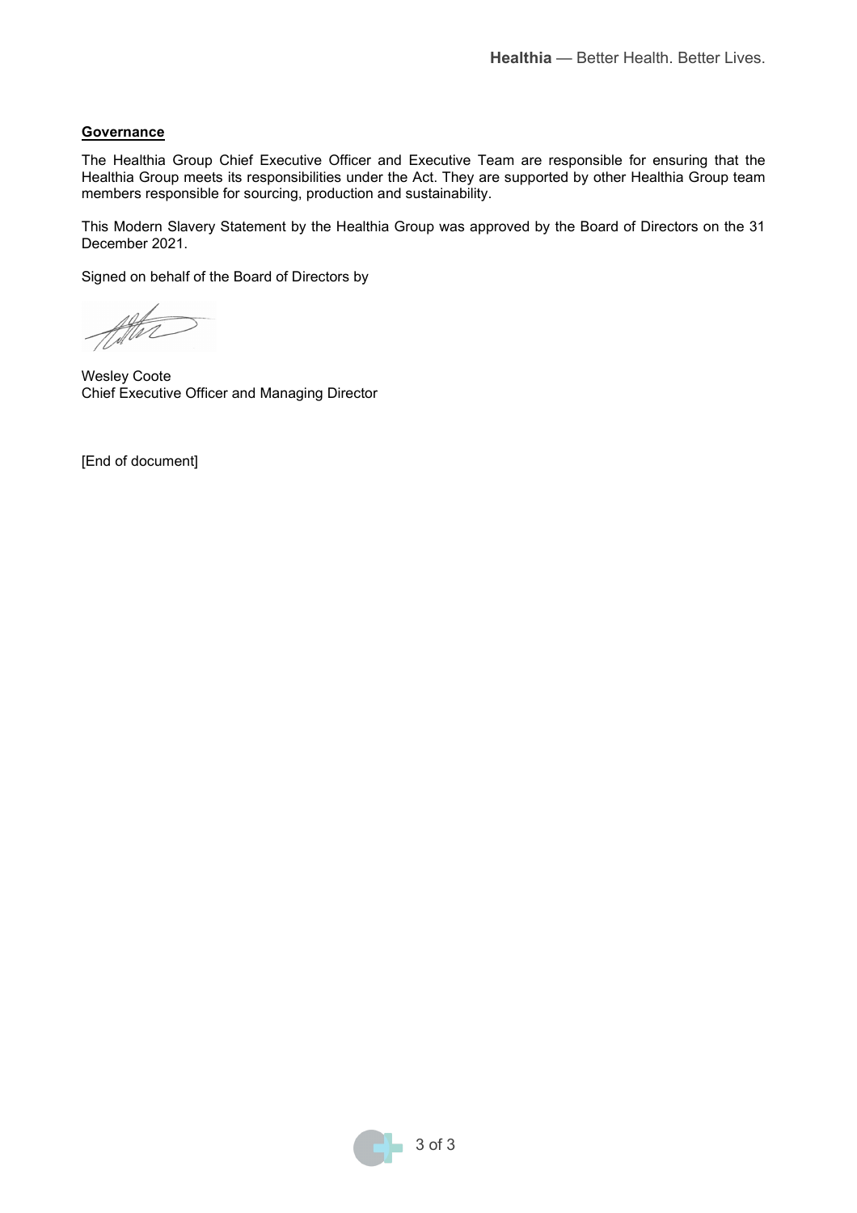**Governance**

The Healthia Group Chief Executive Officer and Executive Team are responsible for ensuring that the Healthia Group meets its responsibilities under the Act. They are supported by other Healthia Group team members responsible for sourcing, production and sustainability.

This Modern Slavery Statement by the Healthia Group was approved by the Board of Directors on the 31 December 2021.

Signed on behalf of the Board of Directors by

Wesley Coote
Chief Executive Officer and Managing Director

[End of document]